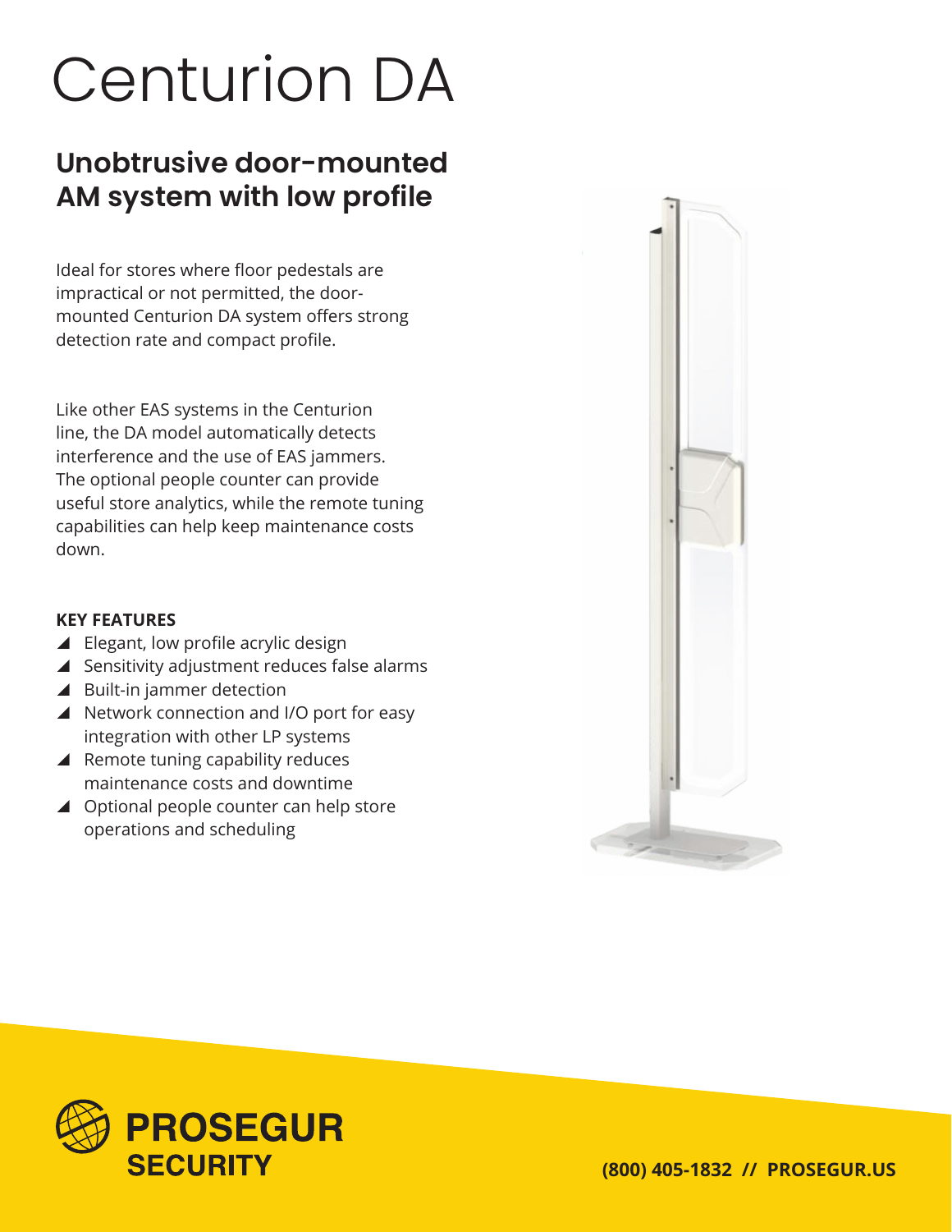# Centurion DA

## Unobtrusive door-mounted AM system with low profile

Ideal for stores where floor pedestals are impractical or not permitted, the door-mounted Centurion DA system offers strong detection rate and compact profile.

Like other EAS systems in the Centurion line, the DA model automatically detects interference and the use of EAS jammers. The optional people counter can provide useful store analytics, while the remote tuning capabilities can help keep maintenance costs down.

**KEY FEATURES**

- Elegant, low profile acrylic design
- Sensitivity adjustment reduces false alarms
- Built-in jammer detection
- Network connection and I/O port for easy integration with other LP systems
- Remote tuning capability reduces maintenance costs and downtime
- Optional people counter can help store operations and scheduling

**PROSEGUR SECURITY**

**(800) 405-1832 // PROSEGUR.US**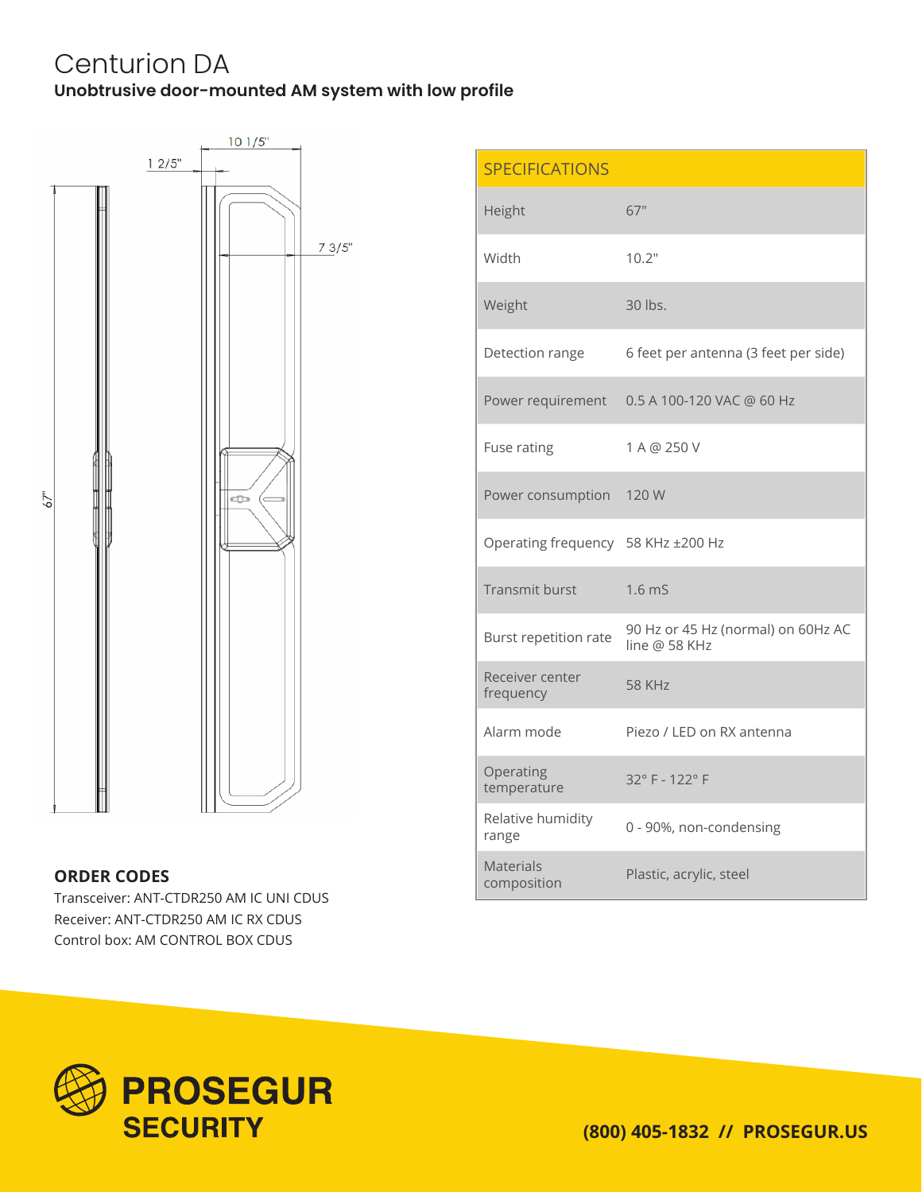# Centurion DA

**Unobtrusive door-mounted AM system with low profile**

10 1/5"

1 2/5"

7 3/5"

67"

| SPECIFICATIONS | |
|---|---|
| Height | 67" |
| Width | 10.2" |
| Weight | 30 lbs. |
| Detection range | 6 feet per antenna (3 feet per side) |
| Power requirement | 0.5 A 100-120 VAC @ 60 Hz |
| Fuse rating | 1 A @ 250 V |
| Power consumption | 120 W |
| Operating frequency | 58 KHz ±200 Hz |
| Transmit burst | 1.6 mS |
| Burst repetition rate | 90 Hz or 45 Hz (normal) on 60Hz AC line @ 58 KHz |
| Receiver center frequency | 58 KHz |
| Alarm mode | Piezo / LED on RX antenna |
| Operating temperature | 32° F - 122° F |
| Relative humidity range | 0 - 90%, non-condensing |
| Materials composition | Plastic, acrylic, steel |

## ORDER CODES

Transceiver: ANT-CTDR250 AM IC UNI CDUS
Receiver: ANT-CTDR250 AM IC RX CDUS
Control box: AM CONTROL BOX CDUS

**PROSEGUR SECURITY**

**(800) 405-1832 // PROSEGUR.US**